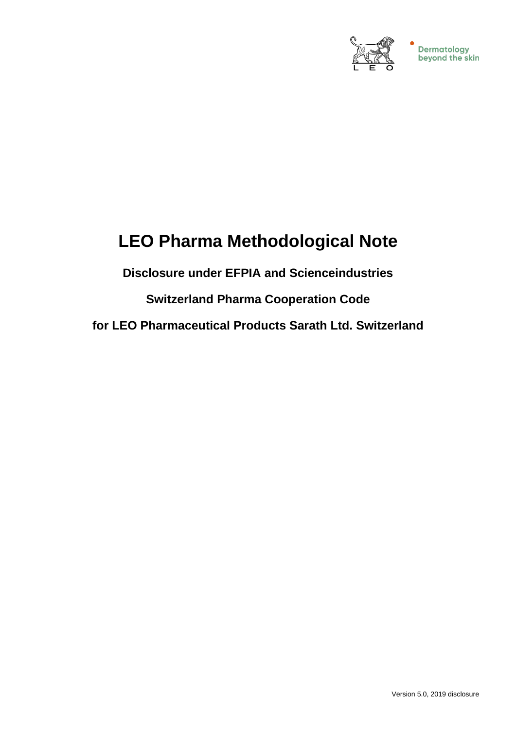Dermatology beyond the skin

# LEO Pharma Methodological Note

**Disclosure under EFPIA and Scienceindustries**

**Switzerland Pharma Cooperation Code**

**for LEO Pharmaceutical Products Sarath Ltd. Switzerland**

Version 5.0, 2019 disclosure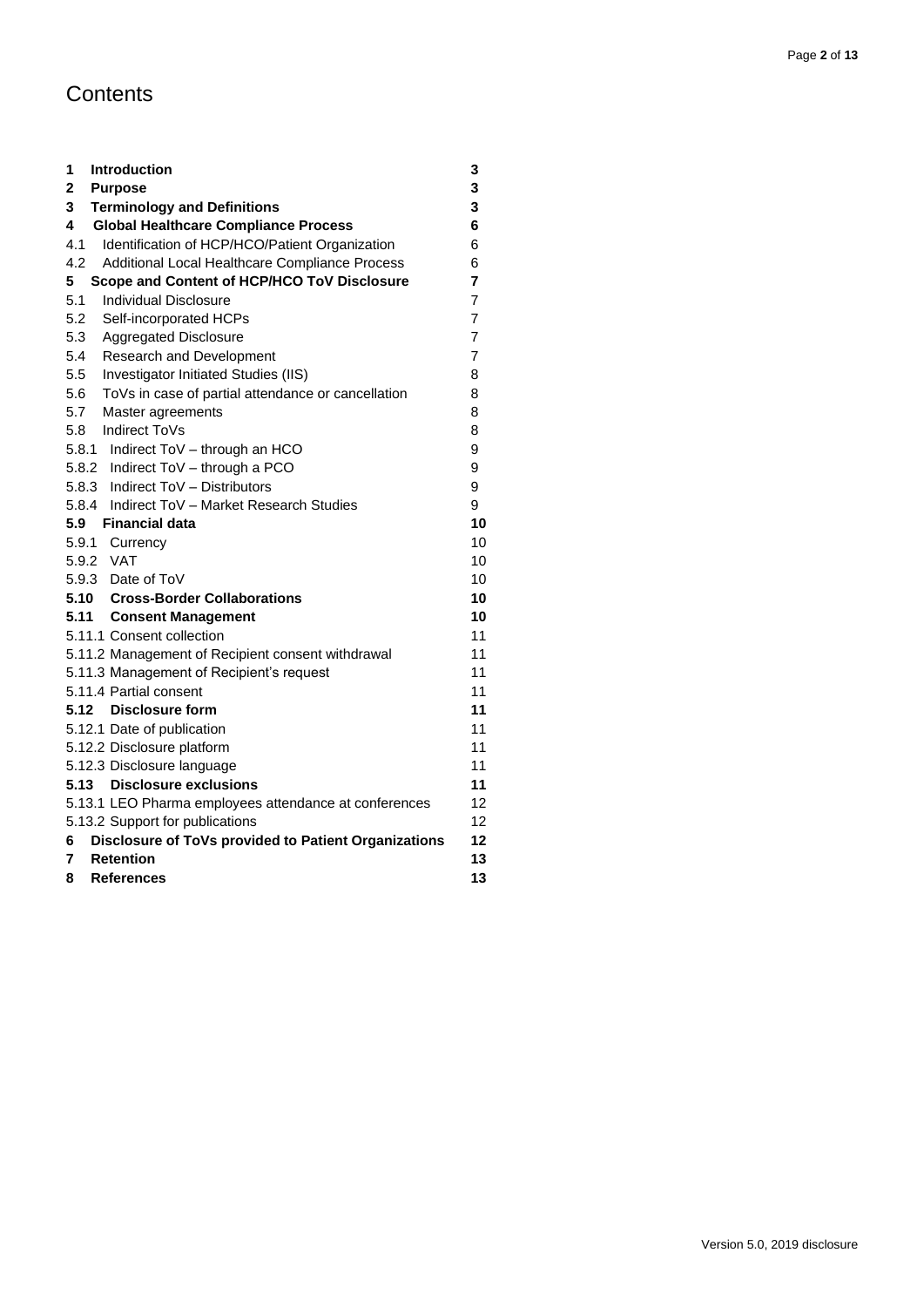# Contents

| | | |
|---|---|---|
| **1** | **Introduction** | **3** |
| **2** | **Purpose** | **3** |
| **3** | **Terminology and Definitions** | **3** |
| **4** | **Global Healthcare Compliance Process** | **6** |
| 4.1 | Identification of HCP/HCO/Patient Organization | 6 |
| 4.2 | Additional Local Healthcare Compliance Process | 6 |
| **5** | **Scope and Content of HCP/HCO ToV Disclosure** | **7** |
| 5.1 | Individual Disclosure | 7 |
| 5.2 | Self-incorporated HCPs | 7 |
| 5.3 | Aggregated Disclosure | 7 |
| 5.4 | Research and Development | 7 |
| 5.5 | Investigator Initiated Studies (IIS) | 8 |
| 5.6 | ToVs in case of partial attendance or cancellation | 8 |
| 5.7 | Master agreements | 8 |
| 5.8 | Indirect ToVs | 8 |
| 5.8.1 | Indirect ToV – through an HCO | 9 |
| 5.8.2 | Indirect ToV – through a PCO | 9 |
| 5.8.3 | Indirect ToV – Distributors | 9 |
| 5.8.4 | Indirect ToV – Market Research Studies | 9 |
| **5.9** | **Financial data** | **10** |
| 5.9.1 | Currency | 10 |
| 5.9.2 | VAT | 10 |
| 5.9.3 | Date of ToV | 10 |
| **5.10** | **Cross-Border Collaborations** | **10** |
| **5.11** | **Consent Management** | **10** |
| 5.11.1 | Consent collection | 11 |
| 5.11.2 | Management of Recipient consent withdrawal | 11 |
| 5.11.3 | Management of Recipient's request | 11 |
| 5.11.4 | Partial consent | 11 |
| **5.12** | **Disclosure form** | **11** |
| 5.12.1 | Date of publication | 11 |
| 5.12.2 | Disclosure platform | 11 |
| 5.12.3 | Disclosure language | 11 |
| **5.13** | **Disclosure exclusions** | **11** |
| 5.13.1 | LEO Pharma employees attendance at conferences | 12 |
| 5.13.2 | Support for publications | 12 |
| **6** | **Disclosure of ToVs provided to Patient Organizations** | **12** |
| **7** | **Retention** | **13** |
| **8** | **References** | **13** |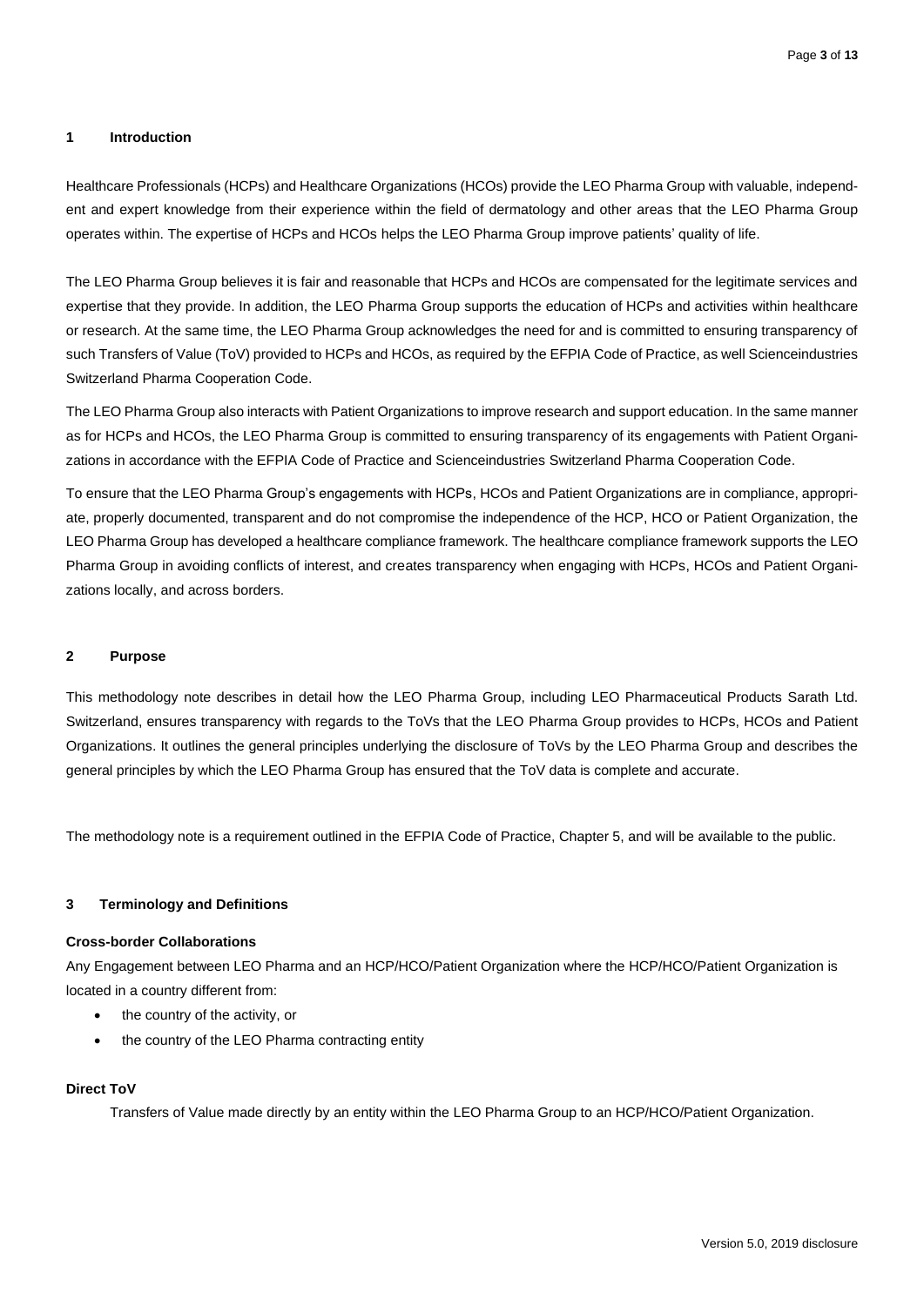## 1 Introduction

Healthcare Professionals (HCPs) and Healthcare Organizations (HCOs) provide the LEO Pharma Group with valuable, independent and expert knowledge from their experience within the field of dermatology and other areas that the LEO Pharma Group operates within. The expertise of HCPs and HCOs helps the LEO Pharma Group improve patients' quality of life.

The LEO Pharma Group believes it is fair and reasonable that HCPs and HCOs are compensated for the legitimate services and expertise that they provide. In addition, the LEO Pharma Group supports the education of HCPs and activities within healthcare or research. At the same time, the LEO Pharma Group acknowledges the need for and is committed to ensuring transparency of such Transfers of Value (ToV) provided to HCPs and HCOs, as required by the EFPIA Code of Practice, as well Scienceindustries Switzerland Pharma Cooperation Code.

The LEO Pharma Group also interacts with Patient Organizations to improve research and support education. In the same manner as for HCPs and HCOs, the LEO Pharma Group is committed to ensuring transparency of its engagements with Patient Organizations in accordance with the EFPIA Code of Practice and Scienceindustries Switzerland Pharma Cooperation Code.

To ensure that the LEO Pharma Group's engagements with HCPs, HCOs and Patient Organizations are in compliance, appropriate, properly documented, transparent and do not compromise the independence of the HCP, HCO or Patient Organization, the LEO Pharma Group has developed a healthcare compliance framework. The healthcare compliance framework supports the LEO Pharma Group in avoiding conflicts of interest, and creates transparency when engaging with HCPs, HCOs and Patient Organizations locally, and across borders.

## 2 Purpose

This methodology note describes in detail how the LEO Pharma Group, including LEO Pharmaceutical Products Sarath Ltd. Switzerland, ensures transparency with regards to the ToVs that the LEO Pharma Group provides to HCPs, HCOs and Patient Organizations. It outlines the general principles underlying the disclosure of ToVs by the LEO Pharma Group and describes the general principles by which the LEO Pharma Group has ensured that the ToV data is complete and accurate.

The methodology note is a requirement outlined in the EFPIA Code of Practice, Chapter 5, and will be available to the public.

## 3 Terminology and Definitions

**Cross-border Collaborations**

Any Engagement between LEO Pharma and an HCP/HCO/Patient Organization where the HCP/HCO/Patient Organization is located in a country different from:

- the country of the activity, or
- the country of the LEO Pharma contracting entity

**Direct ToV**

Transfers of Value made directly by an entity within the LEO Pharma Group to an HCP/HCO/Patient Organization.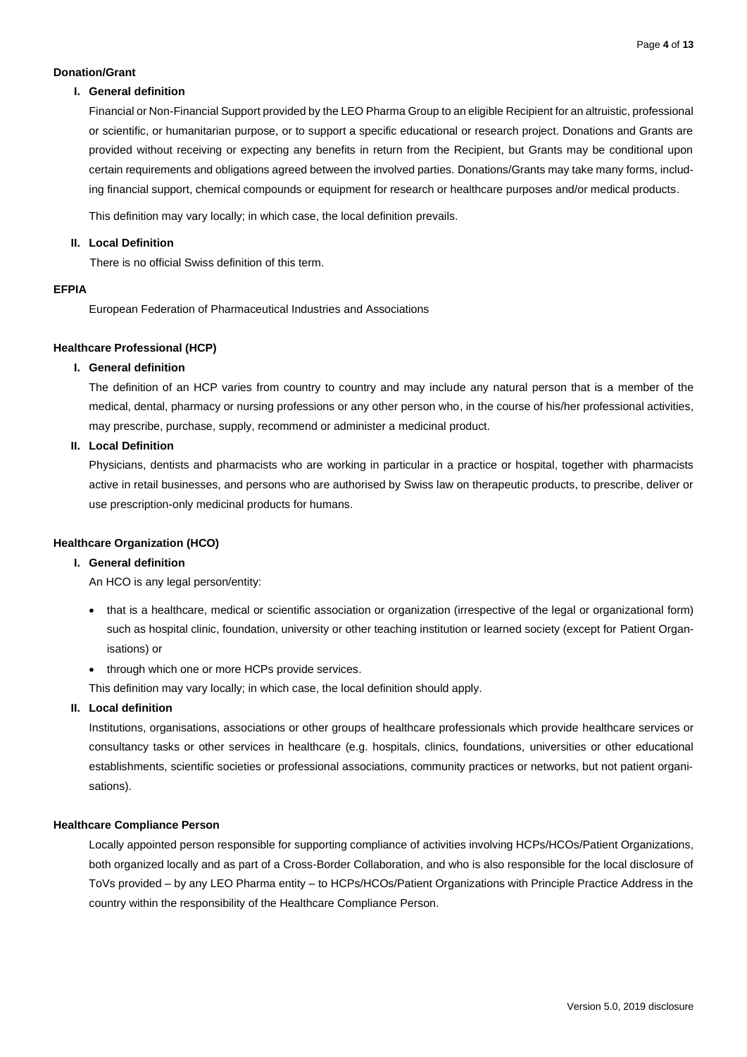**Donation/Grant**

**I. General definition**

Financial or Non-Financial Support provided by the LEO Pharma Group to an eligible Recipient for an altruistic, professional or scientific, or humanitarian purpose, or to support a specific educational or research project. Donations and Grants are provided without receiving or expecting any benefits in return from the Recipient, but Grants may be conditional upon certain requirements and obligations agreed between the involved parties. Donations/Grants may take many forms, including financial support, chemical compounds or equipment for research or healthcare purposes and/or medical products.

This definition may vary locally; in which case, the local definition prevails.

**II. Local Definition**

There is no official Swiss definition of this term.

**EFPIA**

European Federation of Pharmaceutical Industries and Associations

**Healthcare Professional (HCP)**

**I. General definition**

The definition of an HCP varies from country to country and may include any natural person that is a member of the medical, dental, pharmacy or nursing professions or any other person who, in the course of his/her professional activities, may prescribe, purchase, supply, recommend or administer a medicinal product.

**II. Local Definition**

Physicians, dentists and pharmacists who are working in particular in a practice or hospital, together with pharmacists active in retail businesses, and persons who are authorised by Swiss law on therapeutic products, to prescribe, deliver or use prescription-only medicinal products for humans.

**Healthcare Organization (HCO)**

**I. General definition**

An HCO is any legal person/entity:

- that is a healthcare, medical or scientific association or organization (irrespective of the legal or organizational form) such as hospital clinic, foundation, university or other teaching institution or learned society (except for Patient Organisations) or
- through which one or more HCPs provide services.

This definition may vary locally; in which case, the local definition should apply.

**II. Local definition**

Institutions, organisations, associations or other groups of healthcare professionals which provide healthcare services or consultancy tasks or other services in healthcare (e.g. hospitals, clinics, foundations, universities or other educational establishments, scientific societies or professional associations, community practices or networks, but not patient organisations).

**Healthcare Compliance Person**

Locally appointed person responsible for supporting compliance of activities involving HCPs/HCOs/Patient Organizations, both organized locally and as part of a Cross-Border Collaboration, and who is also responsible for the local disclosure of ToVs provided – by any LEO Pharma entity – to HCPs/HCOs/Patient Organizations with Principle Practice Address in the country within the responsibility of the Healthcare Compliance Person.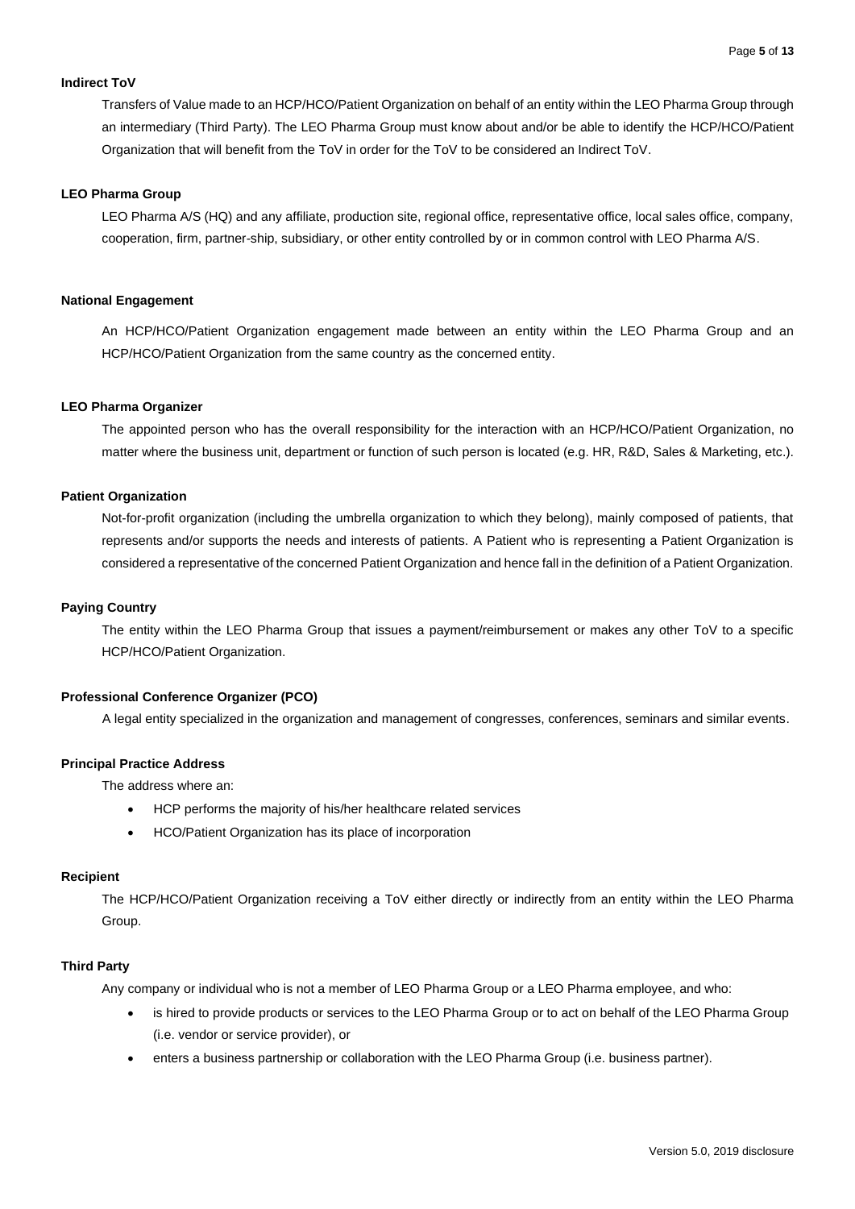**Indirect ToV**

Transfers of Value made to an HCP/HCO/Patient Organization on behalf of an entity within the LEO Pharma Group through an intermediary (Third Party). The LEO Pharma Group must know about and/or be able to identify the HCP/HCO/Patient Organization that will benefit from the ToV in order for the ToV to be considered an Indirect ToV.

**LEO Pharma Group**

LEO Pharma A/S (HQ) and any affiliate, production site, regional office, representative office, local sales office, company, cooperation, firm, partner-ship, subsidiary, or other entity controlled by or in common control with LEO Pharma A/S.

**National Engagement**

An HCP/HCO/Patient Organization engagement made between an entity within the LEO Pharma Group and an HCP/HCO/Patient Organization from the same country as the concerned entity.

**LEO Pharma Organizer**

The appointed person who has the overall responsibility for the interaction with an HCP/HCO/Patient Organization, no matter where the business unit, department or function of such person is located (e.g. HR, R&D, Sales & Marketing, etc.).

**Patient Organization**

Not-for-profit organization (including the umbrella organization to which they belong), mainly composed of patients, that represents and/or supports the needs and interests of patients. A Patient who is representing a Patient Organization is considered a representative of the concerned Patient Organization and hence fall in the definition of a Patient Organization.

**Paying Country**

The entity within the LEO Pharma Group that issues a payment/reimbursement or makes any other ToV to a specific HCP/HCO/Patient Organization.

**Professional Conference Organizer (PCO)**

A legal entity specialized in the organization and management of congresses, conferences, seminars and similar events.

**Principal Practice Address**

The address where an:

- HCP performs the majority of his/her healthcare related services
- HCO/Patient Organization has its place of incorporation

**Recipient**

The HCP/HCO/Patient Organization receiving a ToV either directly or indirectly from an entity within the LEO Pharma Group.

**Third Party**

Any company or individual who is not a member of LEO Pharma Group or a LEO Pharma employee, and who:

- is hired to provide products or services to the LEO Pharma Group or to act on behalf of the LEO Pharma Group (i.e. vendor or service provider), or
- enters a business partnership or collaboration with the LEO Pharma Group (i.e. business partner).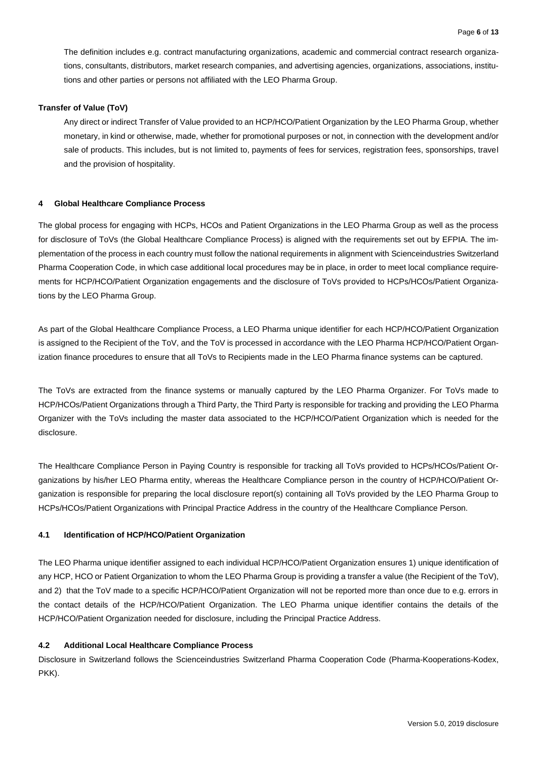The definition includes e.g. contract manufacturing organizations, academic and commercial contract research organizations, consultants, distributors, market research companies, and advertising agencies, organizations, associations, institutions and other parties or persons not affiliated with the LEO Pharma Group.

**Transfer of Value (ToV)**

Any direct or indirect Transfer of Value provided to an HCP/HCO/Patient Organization by the LEO Pharma Group, whether monetary, in kind or otherwise, made, whether for promotional purposes or not, in connection with the development and/or sale of products. This includes, but is not limited to, payments of fees for services, registration fees, sponsorships, travel and the provision of hospitality.

## 4 Global Healthcare Compliance Process

The global process for engaging with HCPs, HCOs and Patient Organizations in the LEO Pharma Group as well as the process for disclosure of ToVs (the Global Healthcare Compliance Process) is aligned with the requirements set out by EFPIA. The implementation of the process in each country must follow the national requirements in alignment with Scienceindustries Switzerland Pharma Cooperation Code, in which case additional local procedures may be in place, in order to meet local compliance requirements for HCP/HCO/Patient Organization engagements and the disclosure of ToVs provided to HCPs/HCOs/Patient Organizations by the LEO Pharma Group.

As part of the Global Healthcare Compliance Process, a LEO Pharma unique identifier for each HCP/HCO/Patient Organization is assigned to the Recipient of the ToV, and the ToV is processed in accordance with the LEO Pharma HCP/HCO/Patient Organization finance procedures to ensure that all ToVs to Recipients made in the LEO Pharma finance systems can be captured.

The ToVs are extracted from the finance systems or manually captured by the LEO Pharma Organizer. For ToVs made to HCP/HCOs/Patient Organizations through a Third Party, the Third Party is responsible for tracking and providing the LEO Pharma Organizer with the ToVs including the master data associated to the HCP/HCO/Patient Organization which is needed for the disclosure.

The Healthcare Compliance Person in Paying Country is responsible for tracking all ToVs provided to HCPs/HCOs/Patient Organizations by his/her LEO Pharma entity, whereas the Healthcare Compliance person in the country of HCP/HCO/Patient Organization is responsible for preparing the local disclosure report(s) containing all ToVs provided by the LEO Pharma Group to HCPs/HCOs/Patient Organizations with Principal Practice Address in the country of the Healthcare Compliance Person.

### 4.1 Identification of HCP/HCO/Patient Organization

The LEO Pharma unique identifier assigned to each individual HCP/HCO/Patient Organization ensures 1) unique identification of any HCP, HCO or Patient Organization to whom the LEO Pharma Group is providing a transfer a value (the Recipient of the ToV), and 2) that the ToV made to a specific HCP/HCO/Patient Organization will not be reported more than once due to e.g. errors in the contact details of the HCP/HCO/Patient Organization. The LEO Pharma unique identifier contains the details of the HCP/HCO/Patient Organization needed for disclosure, including the Principal Practice Address.

### 4.2 Additional Local Healthcare Compliance Process

Disclosure in Switzerland follows the Scienceindustries Switzerland Pharma Cooperation Code (Pharma-Kooperations-Kodex, PKK).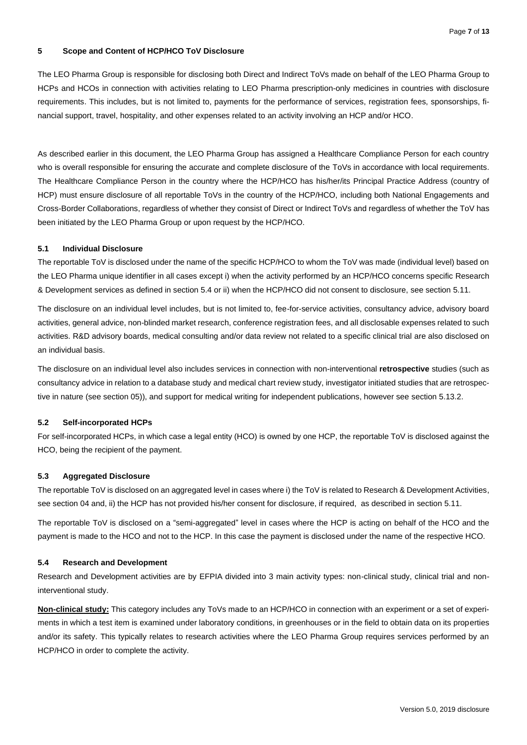## 5 Scope and Content of HCP/HCO ToV Disclosure

The LEO Pharma Group is responsible for disclosing both Direct and Indirect ToVs made on behalf of the LEO Pharma Group to HCPs and HCOs in connection with activities relating to LEO Pharma prescription-only medicines in countries with disclosure requirements. This includes, but is not limited to, payments for the performance of services, registration fees, sponsorships, financial support, travel, hospitality, and other expenses related to an activity involving an HCP and/or HCO.

As described earlier in this document, the LEO Pharma Group has assigned a Healthcare Compliance Person for each country who is overall responsible for ensuring the accurate and complete disclosure of the ToVs in accordance with local requirements. The Healthcare Compliance Person in the country where the HCP/HCO has his/her/its Principal Practice Address (country of HCP) must ensure disclosure of all reportable ToVs in the country of the HCP/HCO, including both National Engagements and Cross-Border Collaborations, regardless of whether they consist of Direct or Indirect ToVs and regardless of whether the ToV has been initiated by the LEO Pharma Group or upon request by the HCP/HCO.

### 5.1 Individual Disclosure

The reportable ToV is disclosed under the name of the specific HCP/HCO to whom the ToV was made (individual level) based on the LEO Pharma unique identifier in all cases except i) when the activity performed by an HCP/HCO concerns specific Research & Development services as defined in section 5.4 or ii) when the HCP/HCO did not consent to disclosure, see section 5.11.

The disclosure on an individual level includes, but is not limited to, fee-for-service activities, consultancy advice, advisory board activities, general advice, non-blinded market research, conference registration fees, and all disclosable expenses related to such activities. R&D advisory boards, medical consulting and/or data review not related to a specific clinical trial are also disclosed on an individual basis.

The disclosure on an individual level also includes services in connection with non-interventional **retrospective** studies (such as consultancy advice in relation to a database study and medical chart review study, investigator initiated studies that are retrospective in nature (see section 05)), and support for medical writing for independent publications, however see section 5.13.2.

### 5.2 Self-incorporated HCPs

For self-incorporated HCPs, in which case a legal entity (HCO) is owned by one HCP, the reportable ToV is disclosed against the HCO, being the recipient of the payment.

### 5.3 Aggregated Disclosure

The reportable ToV is disclosed on an aggregated level in cases where i) the ToV is related to Research & Development Activities, see section 04 and, ii) the HCP has not provided his/her consent for disclosure, if required, as described in section 5.11.

The reportable ToV is disclosed on a "semi-aggregated" level in cases where the HCP is acting on behalf of the HCO and the payment is made to the HCO and not to the HCP. In this case the payment is disclosed under the name of the respective HCO.

### 5.4 Research and Development

Research and Development activities are by EFPIA divided into 3 main activity types: non-clinical study, clinical trial and non-interventional study.

**Non-clinical study:** This category includes any ToVs made to an HCP/HCO in connection with an experiment or a set of experiments in which a test item is examined under laboratory conditions, in greenhouses or in the field to obtain data on its properties and/or its safety. This typically relates to research activities where the LEO Pharma Group requires services performed by an HCP/HCO in order to complete the activity.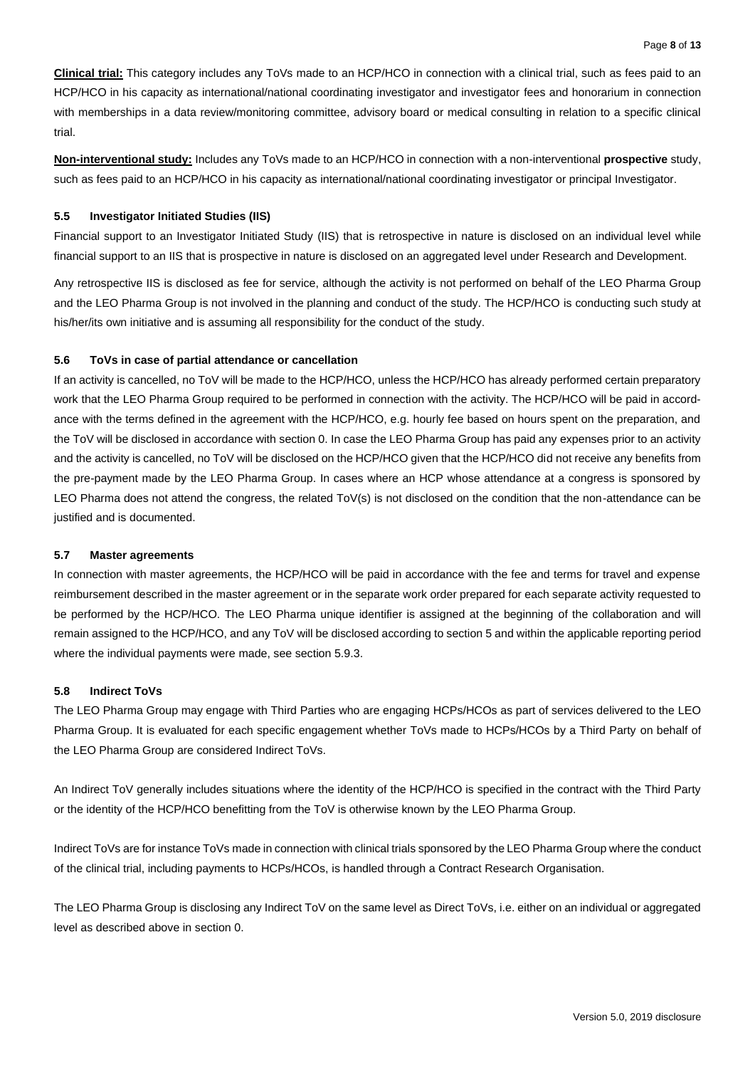**Clinical trial:** This category includes any ToVs made to an HCP/HCO in connection with a clinical trial, such as fees paid to an HCP/HCO in his capacity as international/national coordinating investigator and investigator fees and honorarium in connection with memberships in a data review/monitoring committee, advisory board or medical consulting in relation to a specific clinical trial.

**Non-interventional study:** Includes any ToVs made to an HCP/HCO in connection with a non-interventional **prospective** study, such as fees paid to an HCP/HCO in his capacity as international/national coordinating investigator or principal Investigator.

### 5.5 Investigator Initiated Studies (IIS)

Financial support to an Investigator Initiated Study (IIS) that is retrospective in nature is disclosed on an individual level while financial support to an IIS that is prospective in nature is disclosed on an aggregated level under Research and Development.

Any retrospective IIS is disclosed as fee for service, although the activity is not performed on behalf of the LEO Pharma Group and the LEO Pharma Group is not involved in the planning and conduct of the study. The HCP/HCO is conducting such study at his/her/its own initiative and is assuming all responsibility for the conduct of the study.

### 5.6 ToVs in case of partial attendance or cancellation

If an activity is cancelled, no ToV will be made to the HCP/HCO, unless the HCP/HCO has already performed certain preparatory work that the LEO Pharma Group required to be performed in connection with the activity. The HCP/HCO will be paid in accordance with the terms defined in the agreement with the HCP/HCO, e.g. hourly fee based on hours spent on the preparation, and the ToV will be disclosed in accordance with section 0. In case the LEO Pharma Group has paid any expenses prior to an activity and the activity is cancelled, no ToV will be disclosed on the HCP/HCO given that the HCP/HCO did not receive any benefits from the pre-payment made by the LEO Pharma Group. In cases where an HCP whose attendance at a congress is sponsored by LEO Pharma does not attend the congress, the related ToV(s) is not disclosed on the condition that the non-attendance can be justified and is documented.

### 5.7 Master agreements

In connection with master agreements, the HCP/HCO will be paid in accordance with the fee and terms for travel and expense reimbursement described in the master agreement or in the separate work order prepared for each separate activity requested to be performed by the HCP/HCO. The LEO Pharma unique identifier is assigned at the beginning of the collaboration and will remain assigned to the HCP/HCO, and any ToV will be disclosed according to section 5 and within the applicable reporting period where the individual payments were made, see section 5.9.3.

### 5.8 Indirect ToVs

The LEO Pharma Group may engage with Third Parties who are engaging HCPs/HCOs as part of services delivered to the LEO Pharma Group. It is evaluated for each specific engagement whether ToVs made to HCPs/HCOs by a Third Party on behalf of the LEO Pharma Group are considered Indirect ToVs.

An Indirect ToV generally includes situations where the identity of the HCP/HCO is specified in the contract with the Third Party or the identity of the HCP/HCO benefitting from the ToV is otherwise known by the LEO Pharma Group.

Indirect ToVs are for instance ToVs made in connection with clinical trials sponsored by the LEO Pharma Group where the conduct of the clinical trial, including payments to HCPs/HCOs, is handled through a Contract Research Organisation.

The LEO Pharma Group is disclosing any Indirect ToV on the same level as Direct ToVs, i.e. either on an individual or aggregated level as described above in section 0.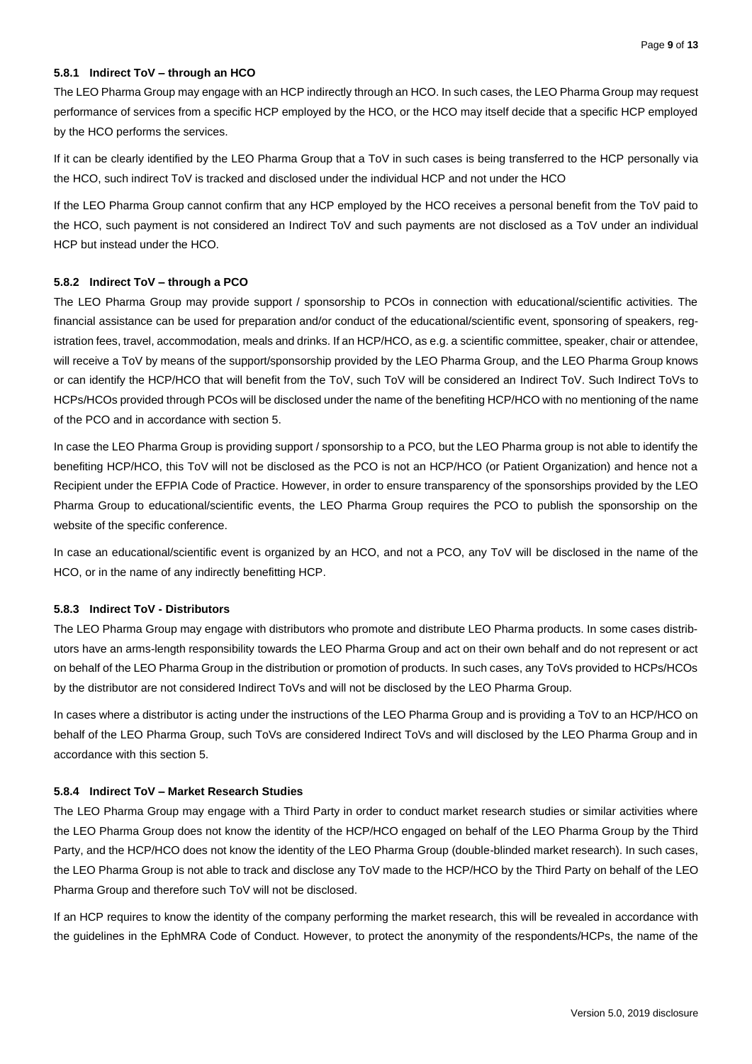#### 5.8.1 Indirect ToV – through an HCO

The LEO Pharma Group may engage with an HCP indirectly through an HCO. In such cases, the LEO Pharma Group may request performance of services from a specific HCP employed by the HCO, or the HCO may itself decide that a specific HCP employed by the HCO performs the services.

If it can be clearly identified by the LEO Pharma Group that a ToV in such cases is being transferred to the HCP personally via the HCO, such indirect ToV is tracked and disclosed under the individual HCP and not under the HCO

If the LEO Pharma Group cannot confirm that any HCP employed by the HCO receives a personal benefit from the ToV paid to the HCO, such payment is not considered an Indirect ToV and such payments are not disclosed as a ToV under an individual HCP but instead under the HCO.

#### 5.8.2 Indirect ToV – through a PCO

The LEO Pharma Group may provide support / sponsorship to PCOs in connection with educational/scientific activities. The financial assistance can be used for preparation and/or conduct of the educational/scientific event, sponsoring of speakers, registration fees, travel, accommodation, meals and drinks. If an HCP/HCO, as e.g. a scientific committee, speaker, chair or attendee, will receive a ToV by means of the support/sponsorship provided by the LEO Pharma Group, and the LEO Pharma Group knows or can identify the HCP/HCO that will benefit from the ToV, such ToV will be considered an Indirect ToV. Such Indirect ToVs to HCPs/HCOs provided through PCOs will be disclosed under the name of the benefiting HCP/HCO with no mentioning of the name of the PCO and in accordance with section 5.

In case the LEO Pharma Group is providing support / sponsorship to a PCO, but the LEO Pharma group is not able to identify the benefiting HCP/HCO, this ToV will not be disclosed as the PCO is not an HCP/HCO (or Patient Organization) and hence not a Recipient under the EFPIA Code of Practice. However, in order to ensure transparency of the sponsorships provided by the LEO Pharma Group to educational/scientific events, the LEO Pharma Group requires the PCO to publish the sponsorship on the website of the specific conference.

In case an educational/scientific event is organized by an HCO, and not a PCO, any ToV will be disclosed in the name of the HCO, or in the name of any indirectly benefitting HCP.

#### 5.8.3 Indirect ToV - Distributors

The LEO Pharma Group may engage with distributors who promote and distribute LEO Pharma products. In some cases distributors have an arms-length responsibility towards the LEO Pharma Group and act on their own behalf and do not represent or act on behalf of the LEO Pharma Group in the distribution or promotion of products. In such cases, any ToVs provided to HCPs/HCOs by the distributor are not considered Indirect ToVs and will not be disclosed by the LEO Pharma Group.

In cases where a distributor is acting under the instructions of the LEO Pharma Group and is providing a ToV to an HCP/HCO on behalf of the LEO Pharma Group, such ToVs are considered Indirect ToVs and will disclosed by the LEO Pharma Group and in accordance with this section 5.

#### 5.8.4 Indirect ToV – Market Research Studies

The LEO Pharma Group may engage with a Third Party in order to conduct market research studies or similar activities where the LEO Pharma Group does not know the identity of the HCP/HCO engaged on behalf of the LEO Pharma Group by the Third Party, and the HCP/HCO does not know the identity of the LEO Pharma Group (double-blinded market research). In such cases, the LEO Pharma Group is not able to track and disclose any ToV made to the HCP/HCO by the Third Party on behalf of the LEO Pharma Group and therefore such ToV will not be disclosed.

If an HCP requires to know the identity of the company performing the market research, this will be revealed in accordance with the guidelines in the EphMRA Code of Conduct. However, to protect the anonymity of the respondents/HCPs, the name of the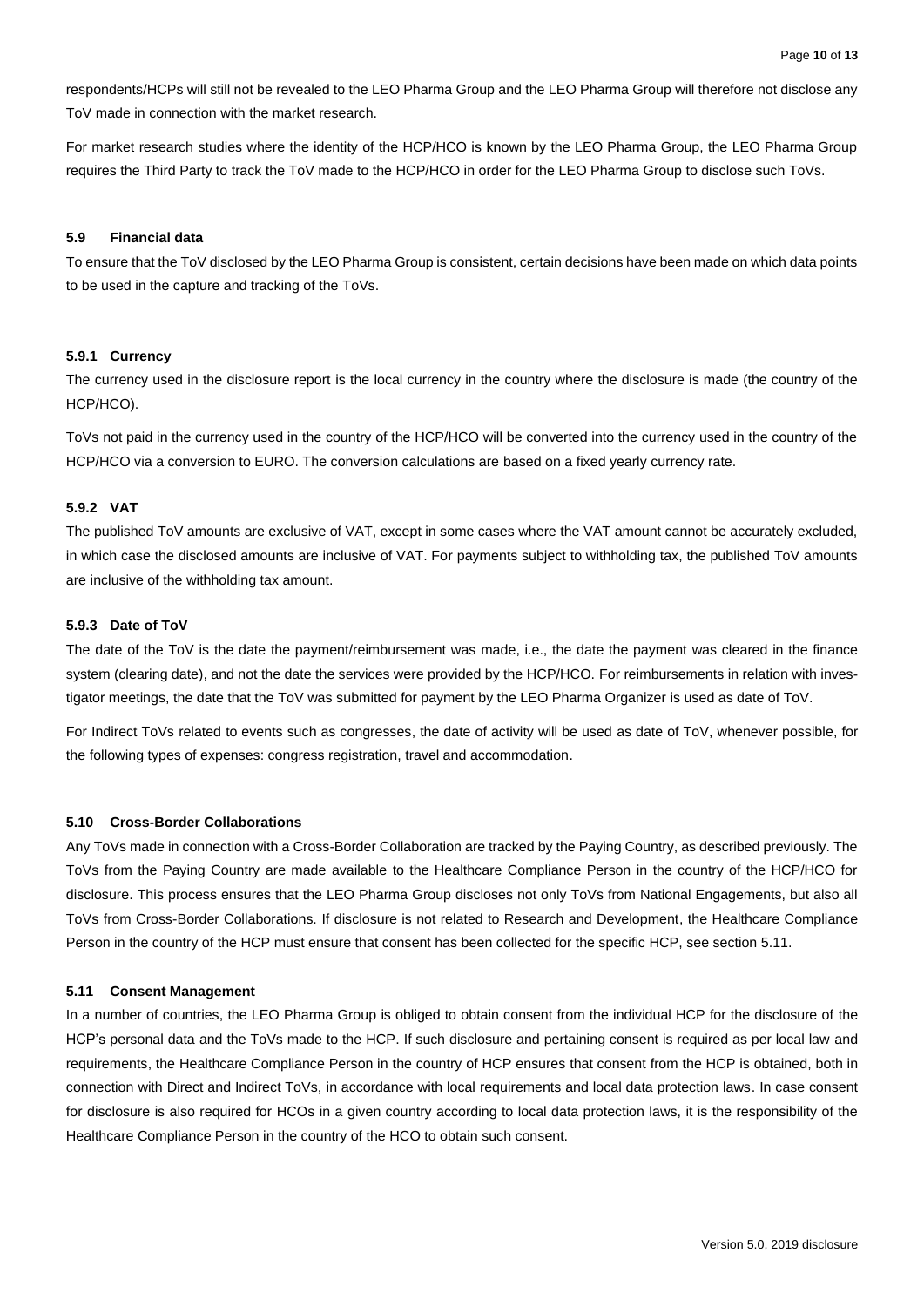respondents/HCPs will still not be revealed to the LEO Pharma Group and the LEO Pharma Group will therefore not disclose any ToV made in connection with the market research.

For market research studies where the identity of the HCP/HCO is known by the LEO Pharma Group, the LEO Pharma Group requires the Third Party to track the ToV made to the HCP/HCO in order for the LEO Pharma Group to disclose such ToVs.

### 5.9 Financial data

To ensure that the ToV disclosed by the LEO Pharma Group is consistent, certain decisions have been made on which data points to be used in the capture and tracking of the ToVs.

#### 5.9.1 Currency

The currency used in the disclosure report is the local currency in the country where the disclosure is made (the country of the HCP/HCO).

ToVs not paid in the currency used in the country of the HCP/HCO will be converted into the currency used in the country of the HCP/HCO via a conversion to EURO. The conversion calculations are based on a fixed yearly currency rate.

#### 5.9.2 VAT

The published ToV amounts are exclusive of VAT, except in some cases where the VAT amount cannot be accurately excluded, in which case the disclosed amounts are inclusive of VAT. For payments subject to withholding tax, the published ToV amounts are inclusive of the withholding tax amount.

#### 5.9.3 Date of ToV

The date of the ToV is the date the payment/reimbursement was made, i.e., the date the payment was cleared in the finance system (clearing date), and not the date the services were provided by the HCP/HCO. For reimbursements in relation with investigator meetings, the date that the ToV was submitted for payment by the LEO Pharma Organizer is used as date of ToV.

For Indirect ToVs related to events such as congresses, the date of activity will be used as date of ToV, whenever possible, for the following types of expenses: congress registration, travel and accommodation.

### 5.10 Cross-Border Collaborations

Any ToVs made in connection with a Cross-Border Collaboration are tracked by the Paying Country, as described previously. The ToVs from the Paying Country are made available to the Healthcare Compliance Person in the country of the HCP/HCO for disclosure. This process ensures that the LEO Pharma Group discloses not only ToVs from National Engagements, but also all ToVs from Cross-Border Collaborations. If disclosure is not related to Research and Development, the Healthcare Compliance Person in the country of the HCP must ensure that consent has been collected for the specific HCP, see section 5.11.

### 5.11 Consent Management

In a number of countries, the LEO Pharma Group is obliged to obtain consent from the individual HCP for the disclosure of the HCP's personal data and the ToVs made to the HCP. If such disclosure and pertaining consent is required as per local law and requirements, the Healthcare Compliance Person in the country of HCP ensures that consent from the HCP is obtained, both in connection with Direct and Indirect ToVs, in accordance with local requirements and local data protection laws. In case consent for disclosure is also required for HCOs in a given country according to local data protection laws, it is the responsibility of the Healthcare Compliance Person in the country of the HCO to obtain such consent.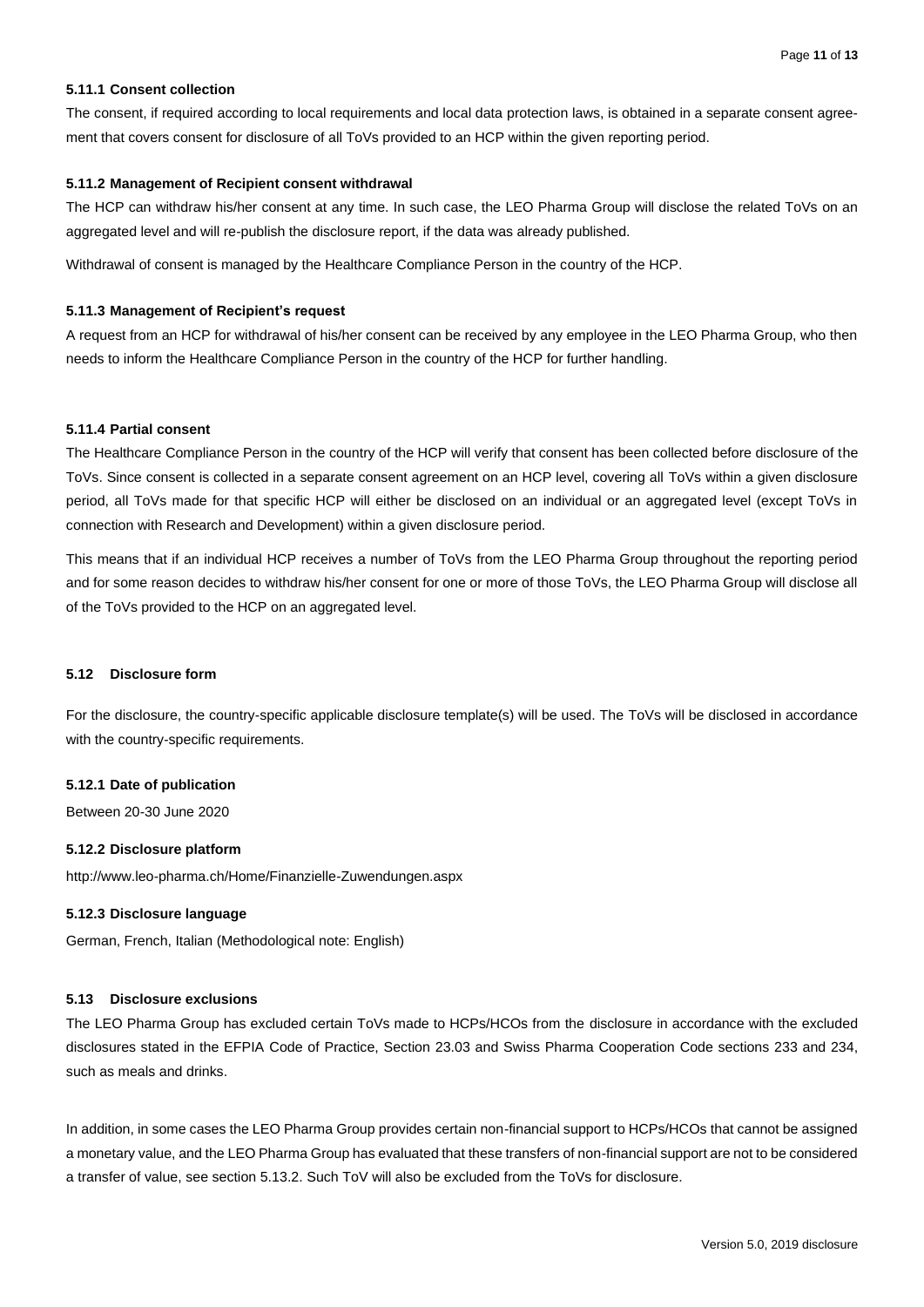#### 5.11.1 Consent collection

The consent, if required according to local requirements and local data protection laws, is obtained in a separate consent agreement that covers consent for disclosure of all ToVs provided to an HCP within the given reporting period.

#### 5.11.2 Management of Recipient consent withdrawal

The HCP can withdraw his/her consent at any time. In such case, the LEO Pharma Group will disclose the related ToVs on an aggregated level and will re-publish the disclosure report, if the data was already published.

Withdrawal of consent is managed by the Healthcare Compliance Person in the country of the HCP.

#### 5.11.3 Management of Recipient's request

A request from an HCP for withdrawal of his/her consent can be received by any employee in the LEO Pharma Group, who then needs to inform the Healthcare Compliance Person in the country of the HCP for further handling.

#### 5.11.4 Partial consent

The Healthcare Compliance Person in the country of the HCP will verify that consent has been collected before disclosure of the ToVs. Since consent is collected in a separate consent agreement on an HCP level, covering all ToVs within a given disclosure period, all ToVs made for that specific HCP will either be disclosed on an individual or an aggregated level (except ToVs in connection with Research and Development) within a given disclosure period.

This means that if an individual HCP receives a number of ToVs from the LEO Pharma Group throughout the reporting period and for some reason decides to withdraw his/her consent for one or more of those ToVs, the LEO Pharma Group will disclose all of the ToVs provided to the HCP on an aggregated level.

### 5.12 Disclosure form

For the disclosure, the country-specific applicable disclosure template(s) will be used. The ToVs will be disclosed in accordance with the country-specific requirements.

#### 5.12.1 Date of publication

Between 20-30 June 2020

#### 5.12.2 Disclosure platform

http://www.leo-pharma.ch/Home/Finanzielle-Zuwendungen.aspx

#### 5.12.3 Disclosure language

German, French, Italian (Methodological note: English)

### 5.13 Disclosure exclusions

The LEO Pharma Group has excluded certain ToVs made to HCPs/HCOs from the disclosure in accordance with the excluded disclosures stated in the EFPIA Code of Practice, Section 23.03 and Swiss Pharma Cooperation Code sections 233 and 234, such as meals and drinks.

In addition, in some cases the LEO Pharma Group provides certain non-financial support to HCPs/HCOs that cannot be assigned a monetary value, and the LEO Pharma Group has evaluated that these transfers of non-financial support are not to be considered a transfer of value, see section 5.13.2. Such ToV will also be excluded from the ToVs for disclosure.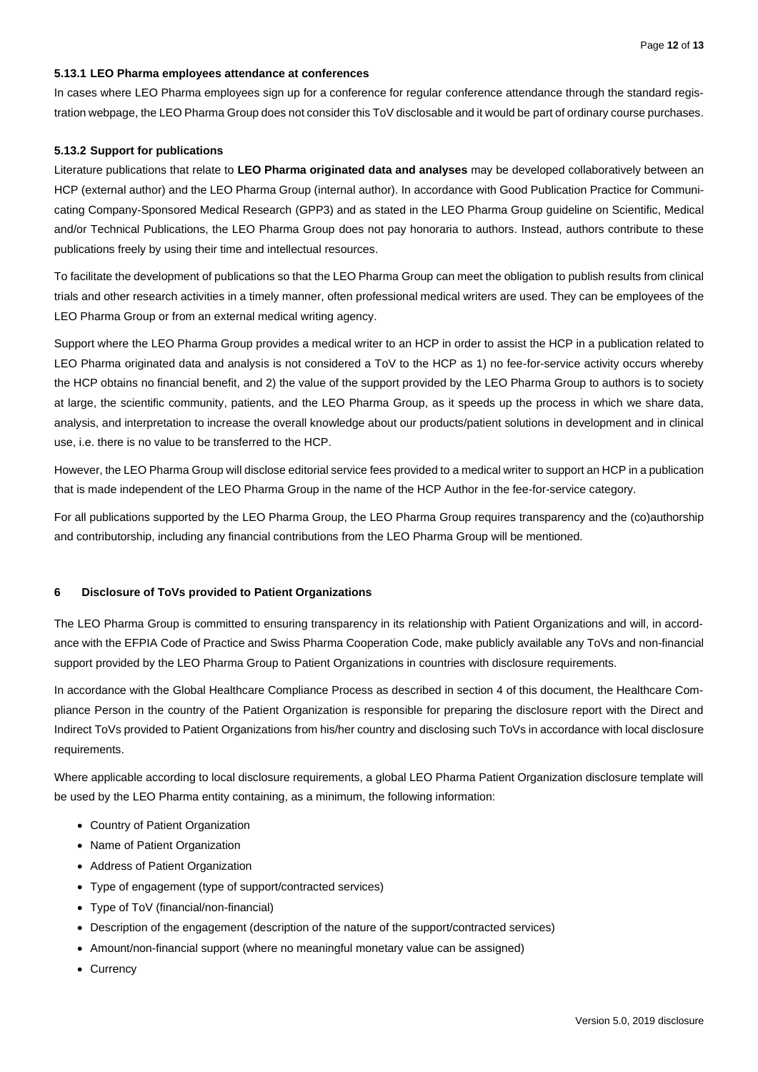#### 5.13.1 LEO Pharma employees attendance at conferences

In cases where LEO Pharma employees sign up for a conference for regular conference attendance through the standard registration webpage, the LEO Pharma Group does not consider this ToV disclosable and it would be part of ordinary course purchases.

#### 5.13.2 Support for publications

Literature publications that relate to **LEO Pharma originated data and analyses** may be developed collaboratively between an HCP (external author) and the LEO Pharma Group (internal author). In accordance with Good Publication Practice for Communicating Company-Sponsored Medical Research (GPP3) and as stated in the LEO Pharma Group guideline on Scientific, Medical and/or Technical Publications, the LEO Pharma Group does not pay honoraria to authors. Instead, authors contribute to these publications freely by using their time and intellectual resources.

To facilitate the development of publications so that the LEO Pharma Group can meet the obligation to publish results from clinical trials and other research activities in a timely manner, often professional medical writers are used. They can be employees of the LEO Pharma Group or from an external medical writing agency.

Support where the LEO Pharma Group provides a medical writer to an HCP in order to assist the HCP in a publication related to LEO Pharma originated data and analysis is not considered a ToV to the HCP as 1) no fee-for-service activity occurs whereby the HCP obtains no financial benefit, and 2) the value of the support provided by the LEO Pharma Group to authors is to society at large, the scientific community, patients, and the LEO Pharma Group, as it speeds up the process in which we share data, analysis, and interpretation to increase the overall knowledge about our products/patient solutions in development and in clinical use, i.e. there is no value to be transferred to the HCP.

However, the LEO Pharma Group will disclose editorial service fees provided to a medical writer to support an HCP in a publication that is made independent of the LEO Pharma Group in the name of the HCP Author in the fee-for-service category.

For all publications supported by the LEO Pharma Group, the LEO Pharma Group requires transparency and the (co)authorship and contributorship, including any financial contributions from the LEO Pharma Group will be mentioned.

## 6 Disclosure of ToVs provided to Patient Organizations

The LEO Pharma Group is committed to ensuring transparency in its relationship with Patient Organizations and will, in accordance with the EFPIA Code of Practice and Swiss Pharma Cooperation Code, make publicly available any ToVs and non-financial support provided by the LEO Pharma Group to Patient Organizations in countries with disclosure requirements.

In accordance with the Global Healthcare Compliance Process as described in section 4 of this document, the Healthcare Compliance Person in the country of the Patient Organization is responsible for preparing the disclosure report with the Direct and Indirect ToVs provided to Patient Organizations from his/her country and disclosing such ToVs in accordance with local disclosure requirements.

Where applicable according to local disclosure requirements, a global LEO Pharma Patient Organization disclosure template will be used by the LEO Pharma entity containing, as a minimum, the following information:

- Country of Patient Organization
- Name of Patient Organization
- Address of Patient Organization
- Type of engagement (type of support/contracted services)
- Type of ToV (financial/non-financial)
- Description of the engagement (description of the nature of the support/contracted services)
- Amount/non-financial support (where no meaningful monetary value can be assigned)
- Currency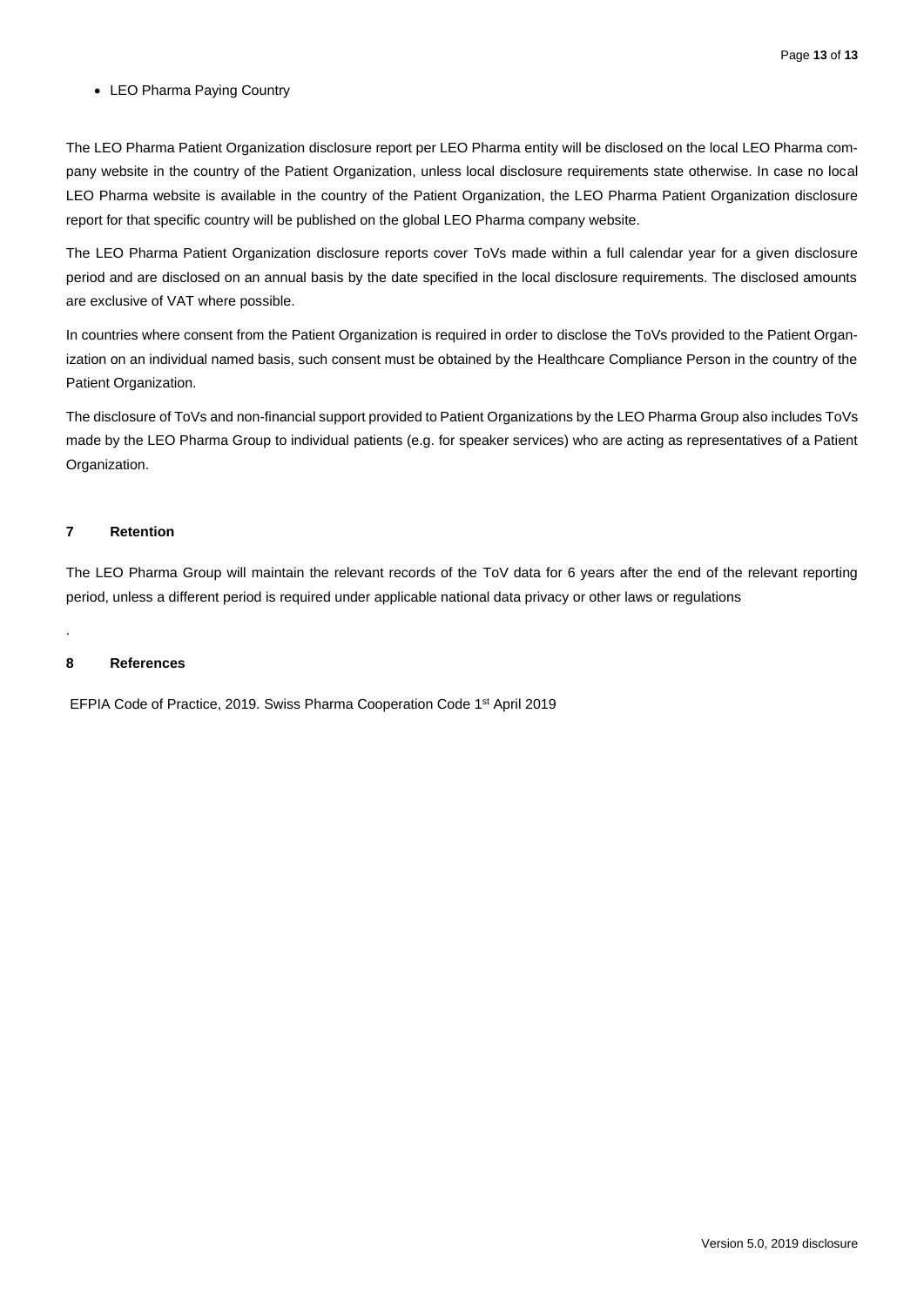- LEO Pharma Paying Country

The LEO Pharma Patient Organization disclosure report per LEO Pharma entity will be disclosed on the local LEO Pharma company website in the country of the Patient Organization, unless local disclosure requirements state otherwise. In case no local LEO Pharma website is available in the country of the Patient Organization, the LEO Pharma Patient Organization disclosure report for that specific country will be published on the global LEO Pharma company website.

The LEO Pharma Patient Organization disclosure reports cover ToVs made within a full calendar year for a given disclosure period and are disclosed on an annual basis by the date specified in the local disclosure requirements. The disclosed amounts are exclusive of VAT where possible.

In countries where consent from the Patient Organization is required in order to disclose the ToVs provided to the Patient Organization on an individual named basis, such consent must be obtained by the Healthcare Compliance Person in the country of the Patient Organization.

The disclosure of ToVs and non-financial support provided to Patient Organizations by the LEO Pharma Group also includes ToVs made by the LEO Pharma Group to individual patients (e.g. for speaker services) who are acting as representatives of a Patient Organization.

## 7 Retention

The LEO Pharma Group will maintain the relevant records of the ToV data for 6 years after the end of the relevant reporting period, unless a different period is required under applicable national data privacy or other laws or regulations

.

## 8 References

EFPIA Code of Practice, 2019. Swiss Pharma Cooperation Code 1st April 2019